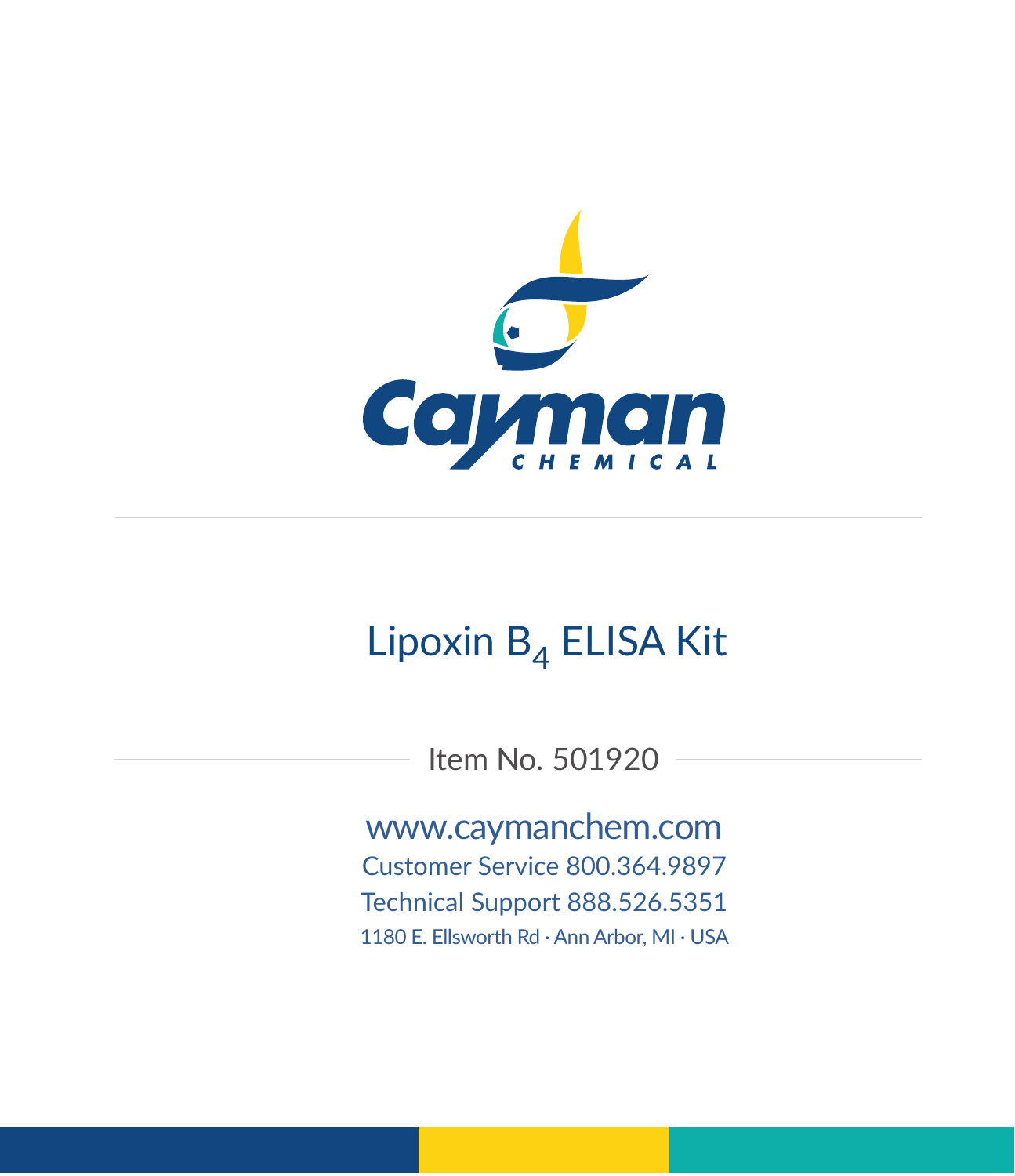Cayman CHEMICAL

# Lipoxin $B_4$ ELISA Kit

Item No. 501920

www.caymanchem.com

Customer Service 800.364.9897

Technical Support 888.526.5351

1180 E. Ellsworth Rd · Ann Arbor, MI · USA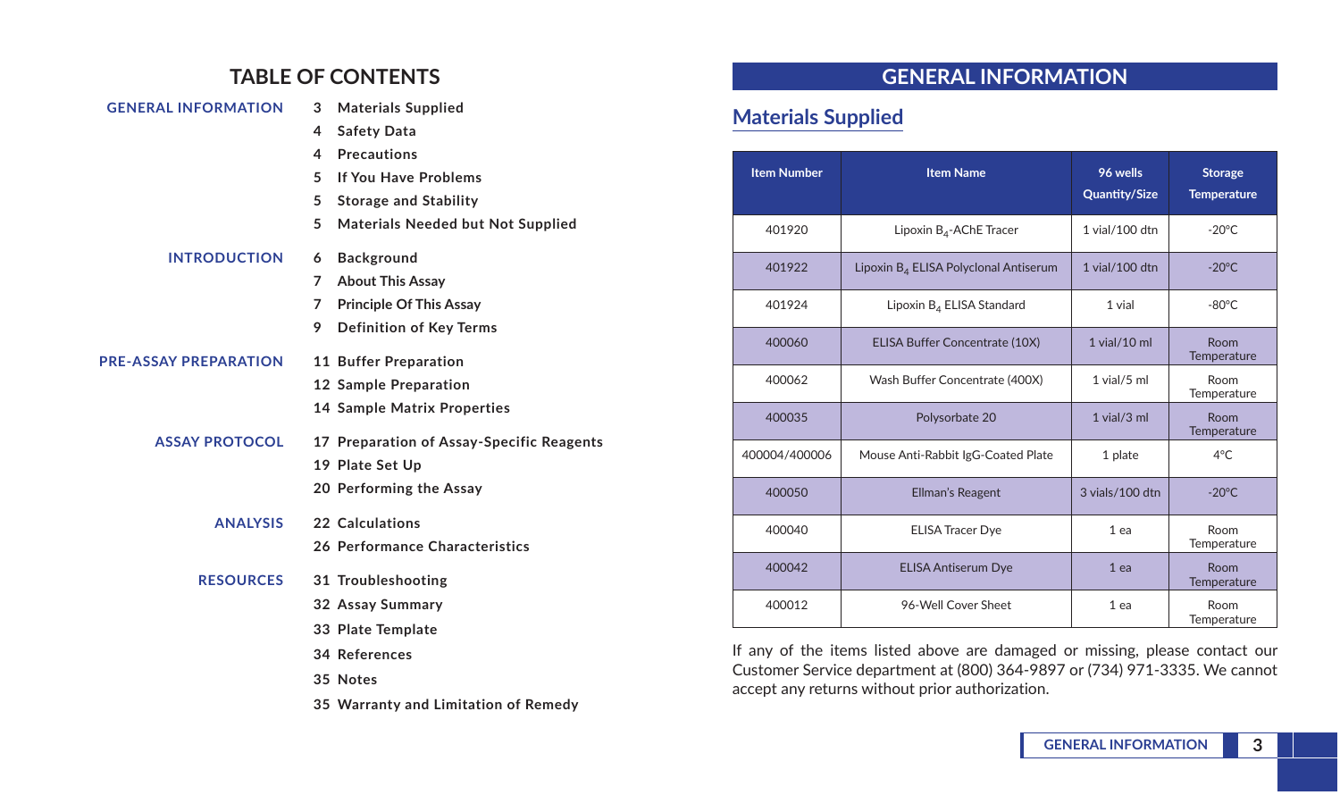# TABLE OF CONTENTS

**GENERAL INFORMATION**
- 3 Materials Supplied
- 4 Safety Data
- 4 Precautions
- 5 If You Have Problems
- 5 Storage and Stability
- 5 Materials Needed but Not Supplied

**INTRODUCTION**
- 6 Background
- 7 About This Assay
- 7 Principle Of This Assay
- 9 Definition of Key Terms

**PRE-ASSAY PREPARATION**
- 11 Buffer Preparation
- 12 Sample Preparation
- 14 Sample Matrix Properties

**ASSAY PROTOCOL**
- 17 Preparation of Assay-Specific Reagents
- 19 Plate Set Up
- 20 Performing the Assay

**ANALYSIS**
- 22 Calculations
- 26 Performance Characteristics

**RESOURCES**
- 31 Troubleshooting
- 32 Assay Summary
- 33 Plate Template
- 34 References
- 35 Notes
- 35 Warranty and Limitation of Remedy

# GENERAL INFORMATION

## Materials Supplied

| Item Number | Item Name | 96 wells Quantity/Size | Storage Temperature |
|---|---|---|---|
| 401920 | Lipoxin $B_4$-AChE Tracer | 1 vial/100 dtn | -20°C |
| 401922 | Lipoxin $B_4$ ELISA Polyclonal Antiserum | 1 vial/100 dtn | -20°C |
| 401924 | Lipoxin $B_4$ ELISA Standard | 1 vial | -80°C |
| 400060 | ELISA Buffer Concentrate (10X) | 1 vial/10 ml | Room Temperature |
| 400062 | Wash Buffer Concentrate (400X) | 1 vial/5 ml | Room Temperature |
| 400035 | Polysorbate 20 | 1 vial/3 ml | Room Temperature |
| 400004/400006 | Mouse Anti-Rabbit IgG-Coated Plate | 1 plate | 4°C |
| 400050 | Ellman's Reagent | 3 vials/100 dtn | -20°C |
| 400040 | ELISA Tracer Dye | 1 ea | Room Temperature |
| 400042 | ELISA Antiserum Dye | 1 ea | Room Temperature |
| 400012 | 96-Well Cover Sheet | 1 ea | Room Temperature |

If any of the items listed above are damaged or missing, please contact our Customer Service department at (800) 364-9897 or (734) 971-3335. We cannot accept any returns without prior authorization.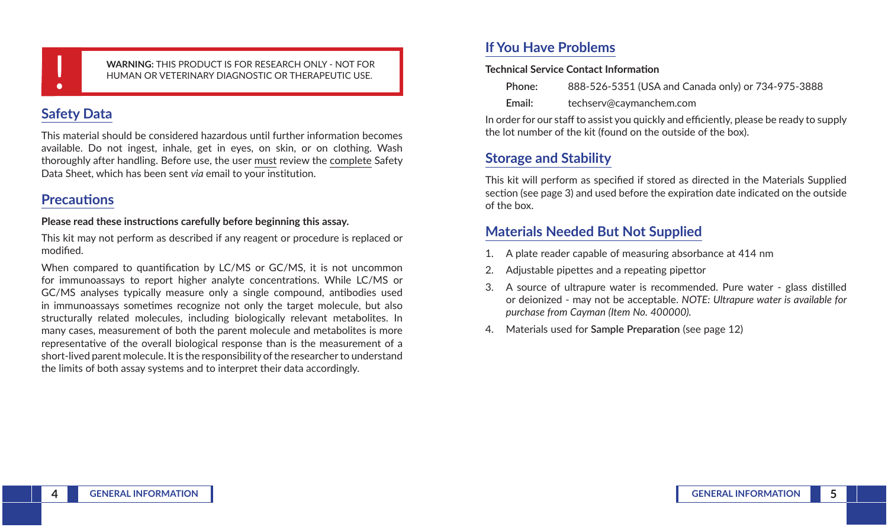**WARNING:** THIS PRODUCT IS FOR RESEARCH ONLY - NOT FOR HUMAN OR VETERINARY DIAGNOSTIC OR THERAPEUTIC USE.

## Safety Data

This material should be considered hazardous until further information becomes available. Do not ingest, inhale, get in eyes, on skin, or on clothing. Wash thoroughly after handling. Before use, the user must review the complete Safety Data Sheet, which has been sent *via* email to your institution.

## Precautions

**Please read these instructions carefully before beginning this assay.**

This kit may not perform as described if any reagent or procedure is replaced or modified.

When compared to quantification by LC/MS or GC/MS, it is not uncommon for immunoassays to report higher analyte concentrations. While LC/MS or GC/MS analyses typically measure only a single compound, antibodies used in immunoassays sometimes recognize not only the target molecule, but also structurally related molecules, including biologically relevant metabolites. In many cases, measurement of both the parent molecule and metabolites is more representative of the overall biological response than is the measurement of a short-lived parent molecule. It is the responsibility of the researcher to understand the limits of both assay systems and to interpret their data accordingly.

## If You Have Problems

**Technical Service Contact Information**

**Phone:** 888-526-5351 (USA and Canada only) or 734-975-3888

**Email:** techserv@caymanchem.com

In order for our staff to assist you quickly and efficiently, please be ready to supply the lot number of the kit (found on the outside of the box).

## Storage and Stability

This kit will perform as specified if stored as directed in the Materials Supplied section (see page 3) and used before the expiration date indicated on the outside of the box.

## Materials Needed But Not Supplied

1. A plate reader capable of measuring absorbance at 414 nm
2. Adjustable pipettes and a repeating pipettor
3. A source of ultrapure water is recommended. Pure water - glass distilled or deionized - may not be acceptable. *NOTE: Ultrapure water is available for purchase from Cayman (Item No. 400000).*
4. Materials used for **Sample Preparation** (see page 12)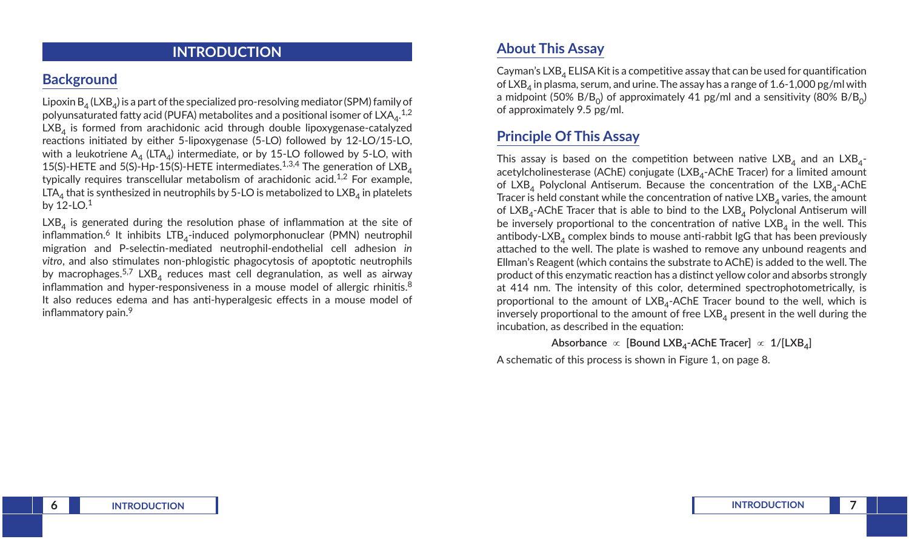# INTRODUCTION

## Background

Lipoxin $B_4$ ($LXB_4$) is a part of the specialized pro-resolving mediator (SPM) family of polyunsaturated fatty acid (PUFA) metabolites and a positional isomer of $LXA_4$.[1,2] $LXB_4$ is formed from arachidonic acid through double lipoxygenase-catalyzed reactions initiated by either 5-lipoxygenase (5-LO) followed by 12-LO/15-LO, with a leukotriene $A_4$ ($LTA_4$) intermediate, or by 15-LO followed by 5-LO, with 15(S)-HETE and 5(S)-Hp-15(S)-HETE intermediates.[1,3,4] The generation of $LXB_4$ typically requires transcellular metabolism of arachidonic acid.[1,2] For example, $LTA_4$ that is synthesized in neutrophils by 5-LO is metabolized to $LXB_4$ in platelets by 12-LO.[1]

$LXB_4$ is generated during the resolution phase of inflammation at the site of inflammation.[6] It inhibits $LTB_4$-induced polymorphonuclear (PMN) neutrophil migration and P-selectin-mediated neutrophil-endothelial cell adhesion *in vitro*, and also stimulates non-phlogistic phagocytosis of apoptotic neutrophils by macrophages.[5,7] $LXB_4$ reduces mast cell degranulation, as well as airway inflammation and hyper-responsiveness in a mouse model of allergic rhinitis.[8] It also reduces edema and has anti-hyperalgesic effects in a mouse model of inflammatory pain.[9]

## About This Assay

Cayman's $LXB_4$ ELISA Kit is a competitive assay that can be used for quantification of $LXB_4$ in plasma, serum, and urine. The assay has a range of 1.6-1,000 pg/ml with a midpoint (50% $B/B_0$) of approximately 41 pg/ml and a sensitivity (80% $B/B_0$) of approximately 9.5 pg/ml.

## Principle Of This Assay

This assay is based on the competition between native $LXB_4$ and an $LXB_4$-acetylcholinesterase (AChE) conjugate ($LXB_4$-AChE Tracer) for a limited amount of $LXB_4$ Polyclonal Antiserum. Because the concentration of the $LXB_4$-AChE Tracer is held constant while the concentration of native $LXB_4$ varies, the amount of $LXB_4$-AChE Tracer that is able to bind to the $LXB_4$ Polyclonal Antiserum will be inversely proportional to the concentration of native $LXB_4$ in the well. This antibody-$LXB_4$ complex binds to mouse anti-rabbit IgG that has been previously attached to the well. The plate is washed to remove any unbound reagents and Ellman's Reagent (which contains the substrate to AChE) is added to the well. The product of this enzymatic reaction has a distinct yellow color and absorbs strongly at 414 nm. The intensity of this color, determined spectrophotometrically, is proportional to the amount of $LXB_4$-AChE Tracer bound to the well, which is inversely proportional to the amount of free $LXB_4$ present in the well during the incubation, as described in the equation:

$$\text{Absorbance} \propto [\text{Bound } LXB_4\text{-AChE Tracer}] \propto 1/[LXB_4]$$

A schematic of this process is shown in Figure 1, on page 8.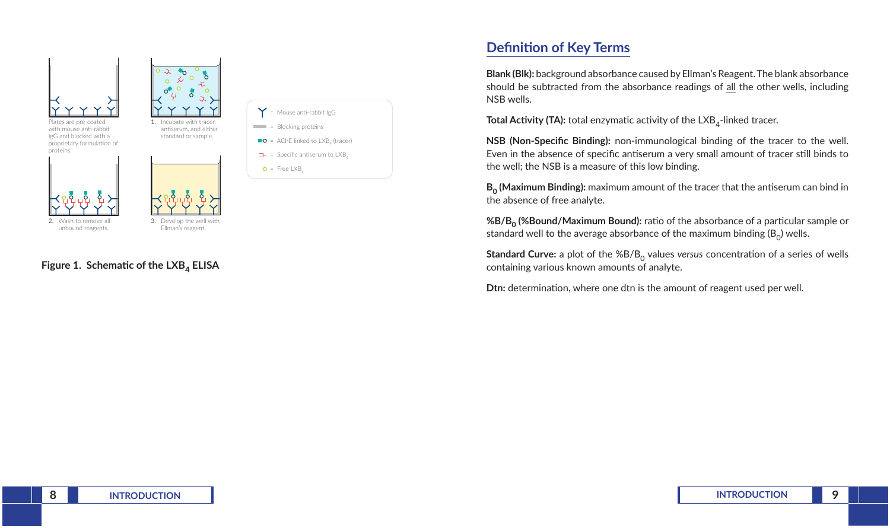Plates are pre-coated with mouse anti-rabbit IgG and blocked with a proprietary formulation of proteins.

1. Incubate with tracer, antiserum, and either standard or sample.

2. Wash to remove all unbound reagents.

3. Develop the well with Ellman's reagent.

= Mouse anti-rabbit IgG

= Blocking proteins

= AChE linked to $LXB_4$ (tracer)

= Specific antiserum to $LXB_4$

= Free $LXB_4$

**Figure 1. Schematic of the $LXB_4$ ELISA**

## Definition of Key Terms

**Blank (Blk):** background absorbance caused by Ellman's Reagent. The blank absorbance should be subtracted from the absorbance readings of all the other wells, including NSB wells.

**Total Activity (TA):** total enzymatic activity of the $LXB_4$-linked tracer.

**NSB (Non-Specific Binding):** non-immunological binding of the tracer to the well. Even in the absence of specific antiserum a very small amount of tracer still binds to the well; the NSB is a measure of this low binding.

**$B_0$ (Maximum Binding):** maximum amount of the tracer that the antiserum can bind in the absence of free analyte.

**$\%B/B_0$ (%Bound/Maximum Bound):** ratio of the absorbance of a particular sample or standard well to the average absorbance of the maximum binding ($B_0$) wells.

**Standard Curve:** a plot of the $\%B/B_0$ values *versus* concentration of a series of wells containing various known amounts of analyte.

**Dtn:** determination, where one dtn is the amount of reagent used per well.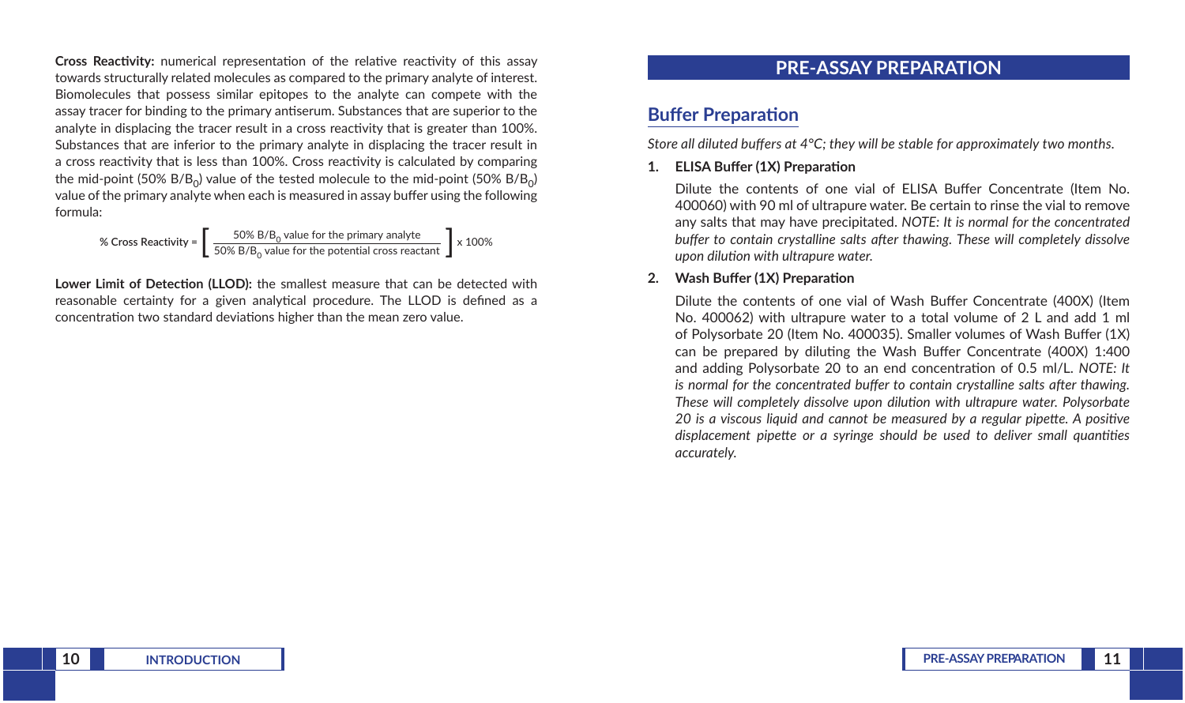**Cross Reactivity:** numerical representation of the relative reactivity of this assay towards structurally related molecules as compared to the primary analyte of interest. Biomolecules that possess similar epitopes to the analyte can compete with the assay tracer for binding to the primary antiserum. Substances that are superior to the analyte in displacing the tracer result in a cross reactivity that is greater than 100%. Substances that are inferior to the primary analyte in displacing the tracer result in a cross reactivity that is less than 100%. Cross reactivity is calculated by comparing the mid-point (50% $B/B_0$) value of the tested molecule to the mid-point (50% $B/B_0$) value of the primary analyte when each is measured in assay buffer using the following formula:

$$\text{\% Cross Reactivity} = \left[ \frac{50\%\ B/B_0 \text{ value for the primary analyte}}{50\%\ B/B_0 \text{ value for the potential cross reactant}} \right] \times 100\%$$

**Lower Limit of Detection (LLOD):** the smallest measure that can be detected with reasonable certainty for a given analytical procedure. The LLOD is defined as a concentration two standard deviations higher than the mean zero value.

# PRE-ASSAY PREPARATION

## Buffer Preparation

*Store all diluted buffers at 4°C; they will be stable for approximately two months.*

1. **ELISA Buffer (1X) Preparation**

   Dilute the contents of one vial of ELISA Buffer Concentrate (Item No. 400060) with 90 ml of ultrapure water. Be certain to rinse the vial to remove any salts that may have precipitated. *NOTE: It is normal for the concentrated buffer to contain crystalline salts after thawing. These will completely dissolve upon dilution with ultrapure water.*

2. **Wash Buffer (1X) Preparation**

   Dilute the contents of one vial of Wash Buffer Concentrate (400X) (Item No. 400062) with ultrapure water to a total volume of 2 L and add 1 ml of Polysorbate 20 (Item No. 400035). Smaller volumes of Wash Buffer (1X) can be prepared by diluting the Wash Buffer Concentrate (400X) 1:400 and adding Polysorbate 20 to an end concentration of 0.5 ml/L. *NOTE: It is normal for the concentrated buffer to contain crystalline salts after thawing. These will completely dissolve upon dilution with ultrapure water. Polysorbate 20 is a viscous liquid and cannot be measured by a regular pipette. A positive displacement pipette or a syringe should be used to deliver small quantities accurately.*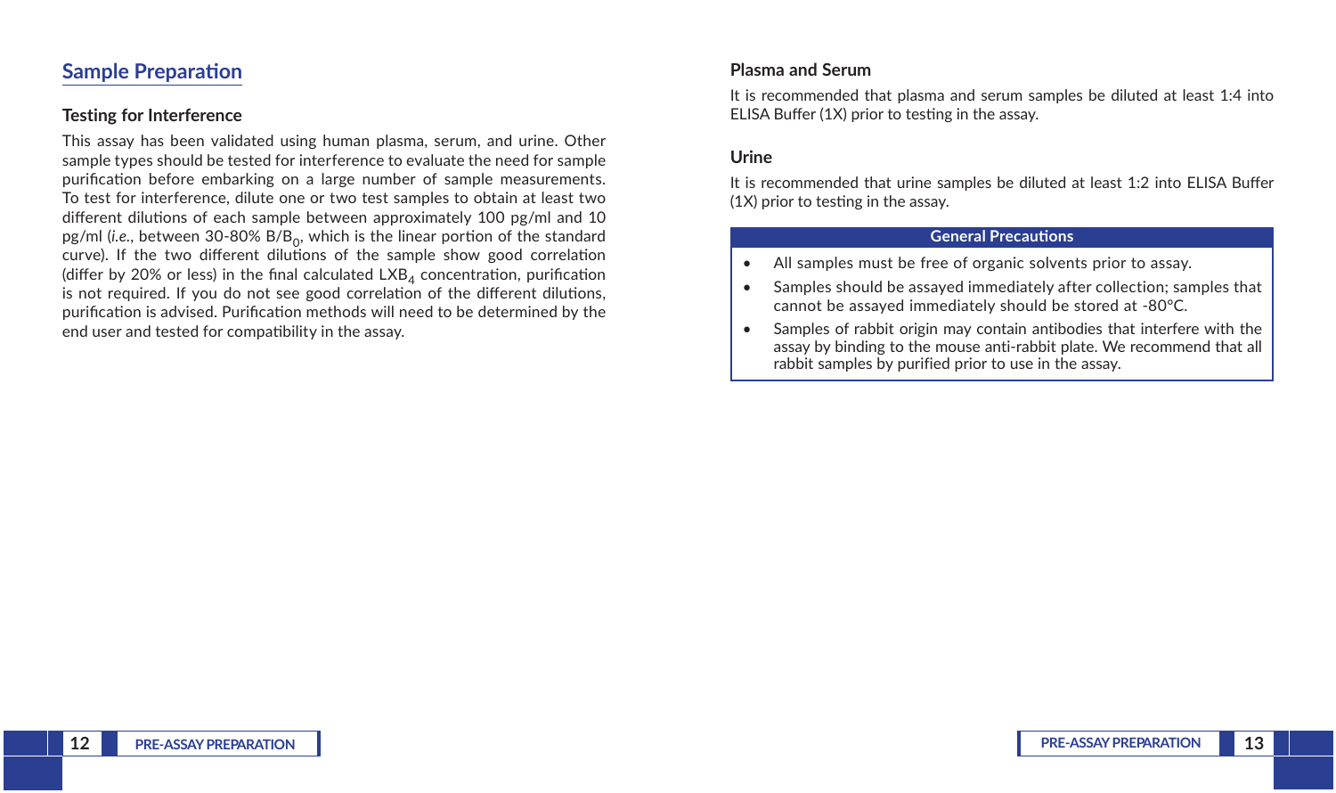## Sample Preparation

### Testing for Interference

This assay has been validated using human plasma, serum, and urine. Other sample types should be tested for interference to evaluate the need for sample purification before embarking on a large number of sample measurements. To test for interference, dilute one or two test samples to obtain at least two different dilutions of each sample between approximately 100 pg/ml and 10 pg/ml (*i.e.*, between 30-80% $B/B_0$, which is the linear portion of the standard curve). If the two different dilutions of the sample show good correlation (differ by 20% or less) in the final calculated $LXB_4$ concentration, purification is not required. If you do not see good correlation of the different dilutions, purification is advised. Purification methods will need to be determined by the end user and tested for compatibility in the assay.

### Plasma and Serum

It is recommended that plasma and serum samples be diluted at least 1:4 into ELISA Buffer (1X) prior to testing in the assay.

### Urine

It is recommended that urine samples be diluted at least 1:2 into ELISA Buffer (1X) prior to testing in the assay.

**General Precautions**

- All samples must be free of organic solvents prior to assay.
- Samples should be assayed immediately after collection; samples that cannot be assayed immediately should be stored at -80°C.
- Samples of rabbit origin may contain antibodies that interfere with the assay by binding to the mouse anti-rabbit plate. We recommend that all rabbit samples by purified prior to use in the assay.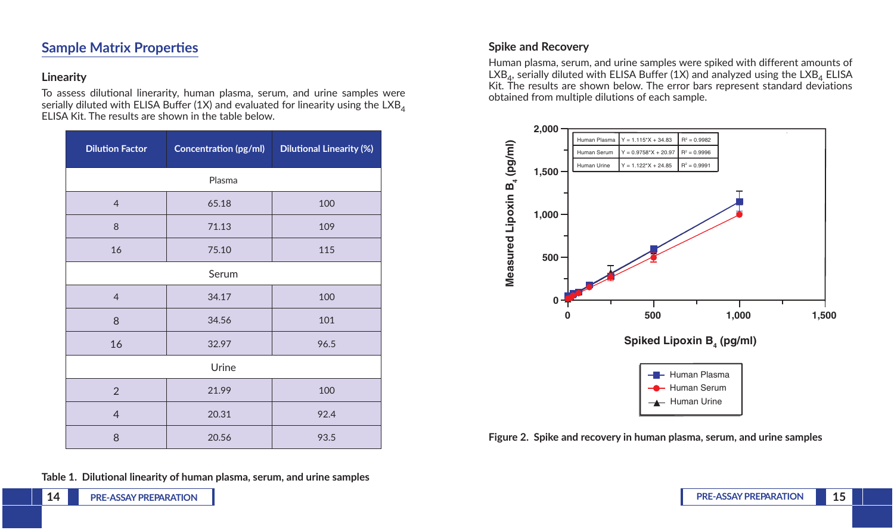## Sample Matrix Properties

### Linearity

To assess dilutional linearity, human plasma, serum, and urine samples were serially diluted with ELISA Buffer (1X) and evaluated for linearity using the $LXB_4$ ELISA Kit. The results are shown in the table below.

| Dilution Factor | Concentration (pg/ml) | Dilutional Linearity (%) |
|---|---|---|
| Plasma | | |
| 4 | 65.18 | 100 |
| 8 | 71.13 | 109 |
| 16 | 75.10 | 115 |
| Serum | | |
| 4 | 34.17 | 100 |
| 8 | 34.56 | 101 |
| 16 | 32.97 | 96.5 |
| Urine | | |
| 2 | 21.99 | 100 |
| 4 | 20.31 | 92.4 |
| 8 | 20.56 | 93.5 |

**Table 1. Dilutional linearity of human plasma, serum, and urine samples**

### Spike and Recovery

Human plasma, serum, and urine samples were spiked with different amounts of $LXB_4$, serially diluted with ELISA Buffer (1X) and analyzed using the $LXB_4$ ELISA Kit. The results are shown below. The error bars represent standard deviations obtained from multiple dilutions of each sample.

| | | |
|---|---|---|
| Human Plasma | Y = 1.115*X + 34.83 | $R^2$ = 0.9982 |
| Human Serum | Y = 0.9758*X + 20.97 | $R^2$ = 0.9996 |
| Human Urine | Y = 1.122*X + 24.85 | $R^2$ = 0.9991 |

**Figure 2. Spike and recovery in human plasma, serum, and urine samples**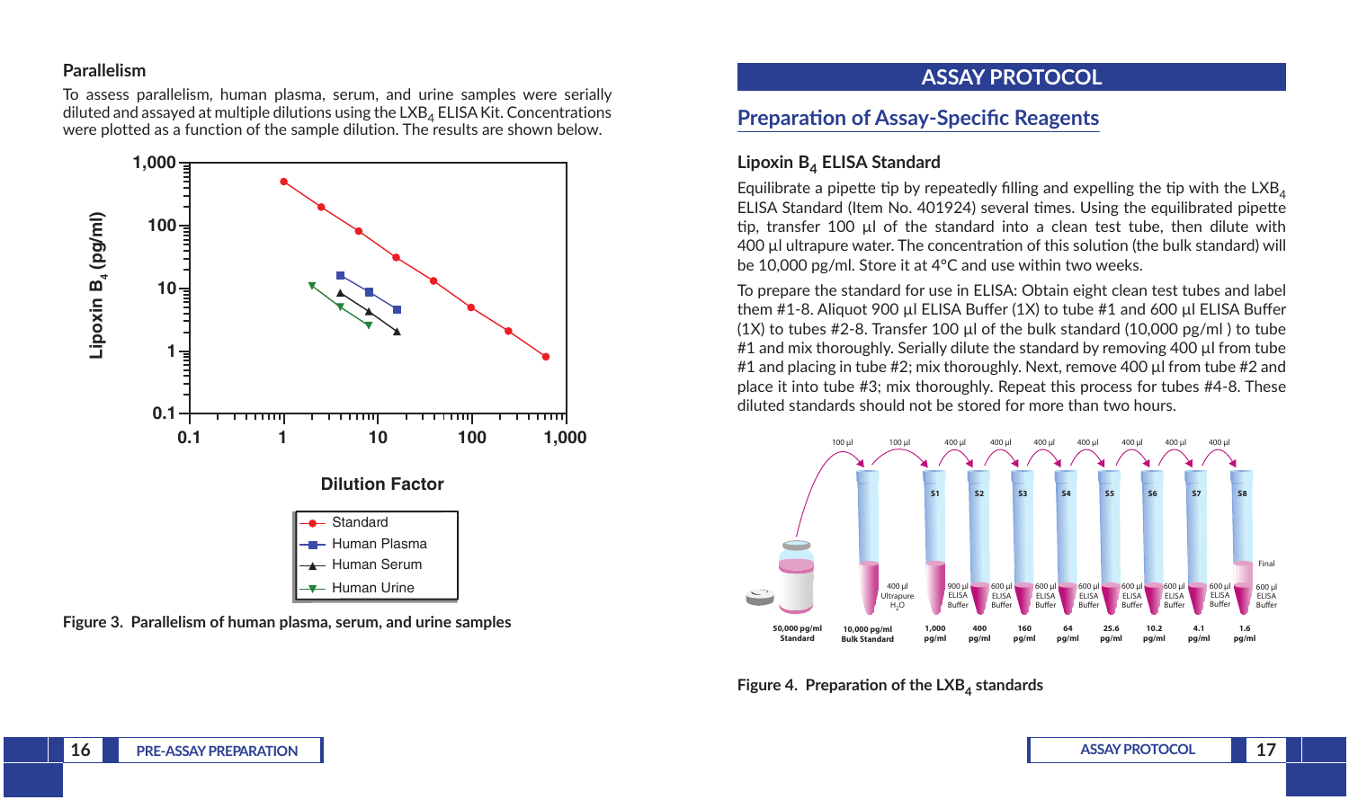### Parallelism

To assess parallelism, human plasma, serum, and urine samples were serially diluted and assayed at multiple dilutions using the $LXB_4$ ELISA Kit. Concentrations were plotted as a function of the sample dilution. The results are shown below.

Figure 3. Parallelism of human plasma, serum, and urine samples

## ASSAY PROTOCOL

### Preparation of Assay-Specific Reagents

#### Lipoxin $B_4$ ELISA Standard

Equilibrate a pipette tip by repeatedly filling and expelling the tip with the $LXB_4$ ELISA Standard (Item No. 401924) several times. Using the equilibrated pipette tip, transfer 100 µl of the standard into a clean test tube, then dilute with 400 µl ultrapure water. The concentration of this solution (the bulk standard) will be 10,000 pg/ml. Store it at 4°C and use within two weeks.

To prepare the standard for use in ELISA: Obtain eight clean test tubes and label them #1-8. Aliquot 900 µl ELISA Buffer (1X) to tube #1 and 600 µl ELISA Buffer (1X) to tubes #2-8. Transfer 100 µl of the bulk standard (10,000 pg/ml ) to tube #1 and mix thoroughly. Serially dilute the standard by removing 400 µl from tube #1 and placing in tube #2; mix thoroughly. Next, remove 400 µl from tube #2 and place it into tube #3; mix thoroughly. Repeat this process for tubes #4-8. These diluted standards should not be stored for more than two hours.

Figure 4. Preparation of the $LXB_4$ standards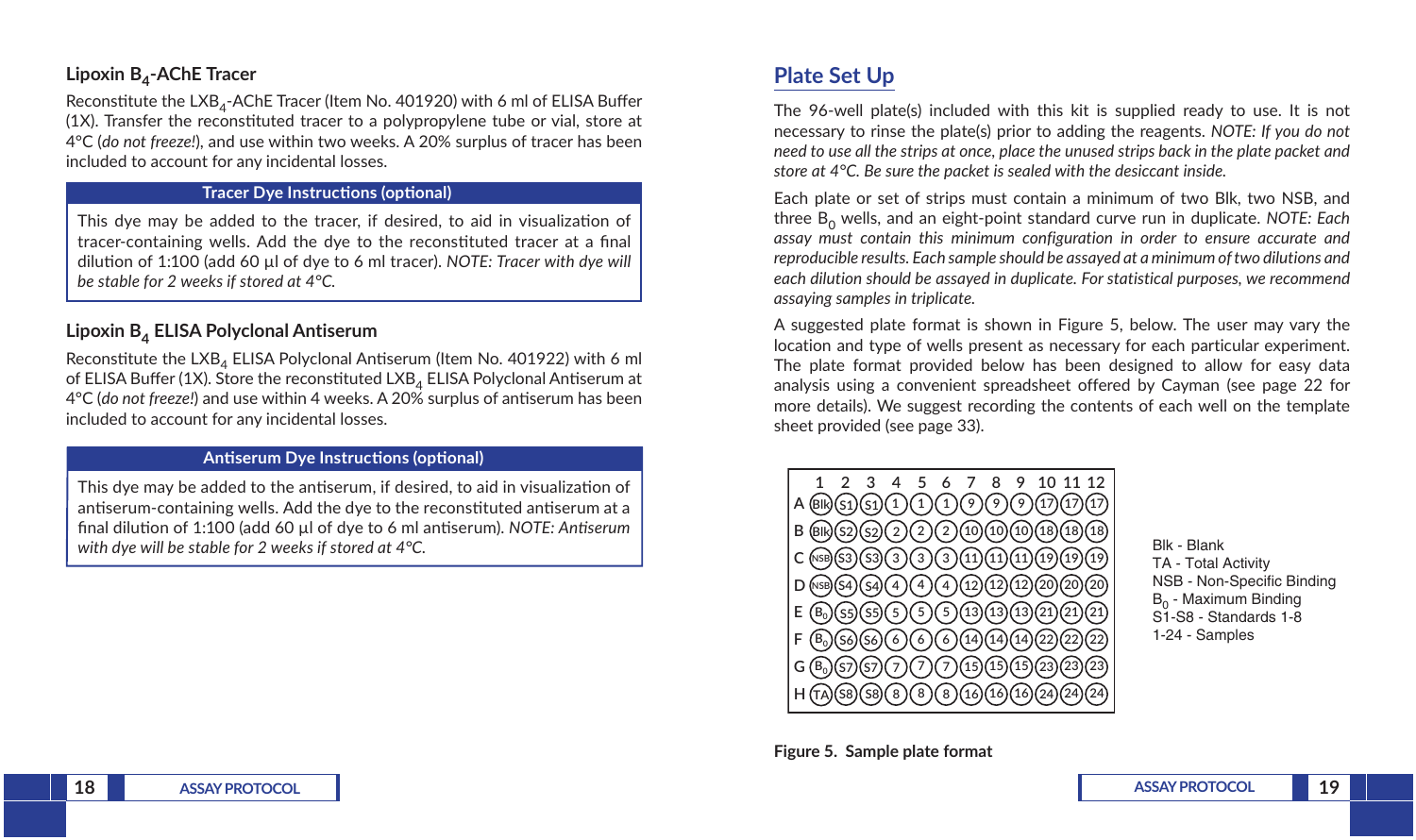### Lipoxin $B_4$-AChE Tracer

Reconstitute the $LXB_4$-AChE Tracer (Item No. 401920) with 6 ml of ELISA Buffer (1X). Transfer the reconstituted tracer to a polypropylene tube or vial, store at 4°C (*do not freeze!*), and use within two weeks. A 20% surplus of tracer has been included to account for any incidental losses.

| Tracer Dye Instructions (optional) |
|---|
| This dye may be added to the tracer, if desired, to aid in visualization of tracer-containing wells. Add the dye to the reconstituted tracer at a final dilution of 1:100 (add 60 µl of dye to 6 ml tracer). *NOTE: Tracer with dye will be stable for 2 weeks if stored at 4°C.* |

### Lipoxin $B_4$ ELISA Polyclonal Antiserum

Reconstitute the $LXB_4$ ELISA Polyclonal Antiserum (Item No. 401922) with 6 ml of ELISA Buffer (1X). Store the reconstituted $LXB_4$ ELISA Polyclonal Antiserum at 4°C (*do not freeze!*) and use within 4 weeks. A 20% surplus of antiserum has been included to account for any incidental losses.

| Antiserum Dye Instructions (optional) |
|---|
| This dye may be added to the antiserum, if desired, to aid in visualization of antiserum-containing wells. Add the dye to the reconstituted antiserum at a final dilution of 1:100 (add 60 µl of dye to 6 ml antiserum). *NOTE: Antiserum with dye will be stable for 2 weeks if stored at 4°C.* |

## Plate Set Up

The 96-well plate(s) included with this kit is supplied ready to use. It is not necessary to rinse the plate(s) prior to adding the reagents. *NOTE: If you do not need to use all the strips at once, place the unused strips back in the plate packet and store at 4°C. Be sure the packet is sealed with the desiccant inside.*

Each plate or set of strips must contain a minimum of two Blk, two NSB, and three $B_0$ wells, and an eight-point standard curve run in duplicate. *NOTE: Each assay must contain this minimum configuration in order to ensure accurate and reproducible results. Each sample should be assayed at a minimum of two dilutions and each dilution should be assayed in duplicate. For statistical purposes, we recommend assaying samples in triplicate.*

A suggested plate format is shown in Figure 5, below. The user may vary the location and type of wells present as necessary for each particular experiment. The plate format provided below has been designed to allow for easy data analysis using a convenient spreadsheet offered by Cayman (see page 22 for more details). We suggest recording the contents of each well on the template sheet provided (see page 33).

| | 1 | 2 | 3 | 4 | 5 | 6 | 7 | 8 | 9 | 10 | 11 | 12 |
|---|---|---|---|---|---|---|---|---|---|---|---|---|
| A | Blk | S1 | S1 | 1 | 1 | 1 | 9 | 9 | 9 | 17 | 17 | 17 |
| B | Blk | S2 | S2 | 2 | 2 | 2 | 10 | 10 | 10 | 18 | 18 | 18 |
| C | NSB | S3 | S3 | 3 | 3 | 3 | 11 | 11 | 11 | 19 | 19 | 19 |
| D | NSB | S4 | S4 | 4 | 4 | 4 | 12 | 12 | 12 | 20 | 20 | 20 |
| E | $B_0$ | S5 | S5 | 5 | 5 | 5 | 13 | 13 | 13 | 21 | 21 | 21 |
| F | $B_0$ | S6 | S6 | 6 | 6 | 6 | 14 | 14 | 14 | 22 | 22 | 22 |
| G | $B_0$ | S7 | S7 | 7 | 7 | 7 | 15 | 15 | 15 | 23 | 23 | 23 |
| H | TA | S8 | S8 | 8 | 8 | 8 | 16 | 16 | 16 | 24 | 24 | 24 |

Blk - Blank
TA - Total Activity
NSB - Non-Specific Binding
$B_0$ - Maximum Binding
S1-S8 - Standards 1-8
1-24 - Samples

**Figure 5. Sample plate format**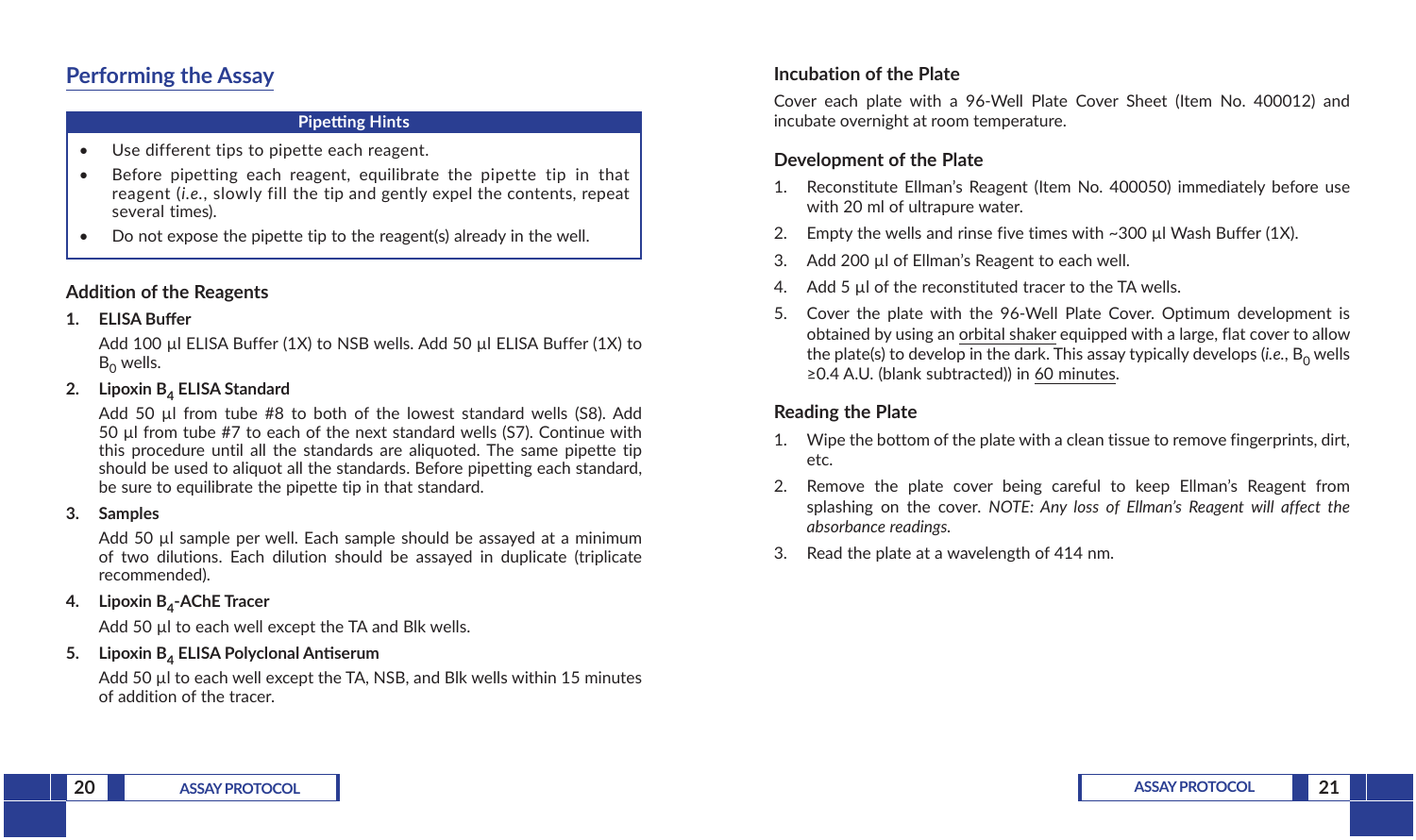## Performing the Assay

**Pipetting Hints**

- Use different tips to pipette each reagent.
- Before pipetting each reagent, equilibrate the pipette tip in that reagent (*i.e.*, slowly fill the tip and gently expel the contents, repeat several times).
- Do not expose the pipette tip to the reagent(s) already in the well.

### Addition of the Reagents

**1. ELISA Buffer**

Add 100 µl ELISA Buffer (1X) to NSB wells. Add 50 µl ELISA Buffer (1X) to $B_0$ wells.

**2. Lipoxin $B_4$ ELISA Standard**

Add 50 µl from tube #8 to both of the lowest standard wells (S8). Add 50 µl from tube #7 to each of the next standard wells (S7). Continue with this procedure until all the standards are aliquoted. The same pipette tip should be used to aliquot all the standards. Before pipetting each standard, be sure to equilibrate the pipette tip in that standard.

**3. Samples**

Add 50 µl sample per well. Each sample should be assayed at a minimum of two dilutions. Each dilution should be assayed in duplicate (triplicate recommended).

**4. Lipoxin $B_4$-AChE Tracer**

Add 50 µl to each well except the TA and Blk wells.

**5. Lipoxin $B_4$ ELISA Polyclonal Antiserum**

Add 50 µl to each well except the TA, NSB, and Blk wells within 15 minutes of addition of the tracer.

### Incubation of the Plate

Cover each plate with a 96-Well Plate Cover Sheet (Item No. 400012) and incubate overnight at room temperature.

### Development of the Plate

1. Reconstitute Ellman's Reagent (Item No. 400050) immediately before use with 20 ml of ultrapure water.
2. Empty the wells and rinse five times with ~300 µl Wash Buffer (1X).
3. Add 200 µl of Ellman's Reagent to each well.
4. Add 5 µl of the reconstituted tracer to the TA wells.
5. Cover the plate with the 96-Well Plate Cover. Optimum development is obtained by using an orbital shaker equipped with a large, flat cover to allow the plate(s) to develop in the dark. This assay typically develops (*i.e.*, $B_0$ wells ≥0.4 A.U. (blank subtracted)) in 60 minutes.

### Reading the Plate

1. Wipe the bottom of the plate with a clean tissue to remove fingerprints, dirt, etc.
2. Remove the plate cover being careful to keep Ellman's Reagent from splashing on the cover. *NOTE: Any loss of Ellman's Reagent will affect the absorbance readings.*
3. Read the plate at a wavelength of 414 nm.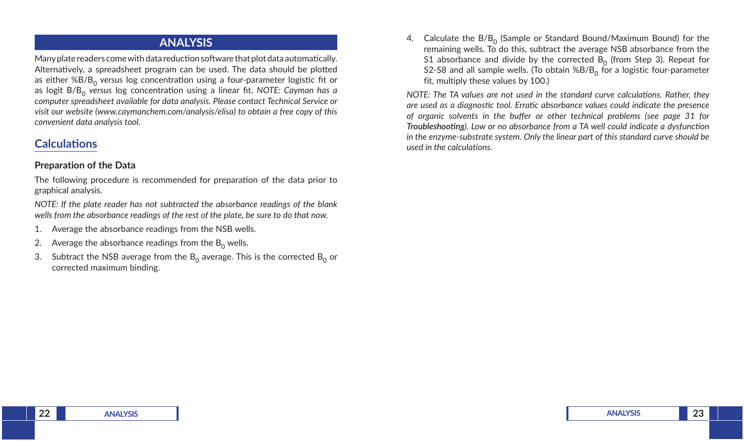# ANALYSIS

Many plate readers come with data reduction software that plot data automatically. Alternatively, a spreadsheet program can be used. The data should be plotted as either $\%B/B_0$ *versus* log concentration using a four-parameter logistic fit or as logit $B/B_0$ *versus* log concentration using a linear fit. *NOTE: Cayman has a computer spreadsheet available for data analysis. Please contact Technical Service or visit our website (www.caymanchem.com/analysis/elisa) to obtain a free copy of this convenient data analysis tool.*

## Calculations

### Preparation of the Data

The following procedure is recommended for preparation of the data prior to graphical analysis.

*NOTE: If the plate reader has not subtracted the absorbance readings of the blank wells from the absorbance readings of the rest of the plate, be sure to do that now.*

1. Average the absorbance readings from the NSB wells.
2. Average the absorbance readings from the $B_0$ wells.
3. Subtract the NSB average from the $B_0$ average. This is the corrected $B_0$ or corrected maximum binding.
4. Calculate the $B/B_0$ (Sample or Standard Bound/Maximum Bound) for the remaining wells. To do this, subtract the average NSB absorbance from the S1 absorbance and divide by the corrected $B_0$ (from Step 3). Repeat for S2-S8 and all sample wells. (To obtain $\%B/B_0$ for a logistic four-parameter fit, multiply these values by 100.)

*NOTE: The TA values are not used in the standard curve calculations. Rather, they are used as a diagnostic tool. Erratic absorbance values could indicate the presence of organic solvents in the buffer or other technical problems (see page 31 for* ***Troubleshooting****). Low or no absorbance from a TA well could indicate a dysfunction in the enzyme-substrate system. Only the linear part of this standard curve should be used in the calculations.*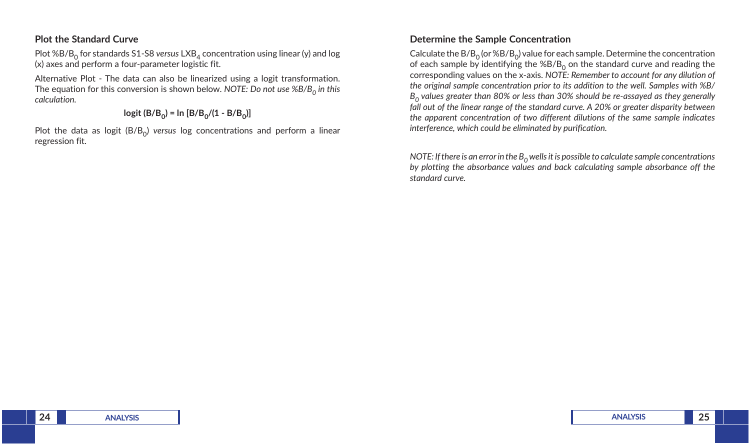### Plot the Standard Curve

Plot $\%B/B_0$ for standards S1-S8 *versus* $LXB_4$ concentration using linear (y) and log (x) axes and perform a four-parameter logistic fit.

Alternative Plot - The data can also be linearized using a logit transformation. The equation for this conversion is shown below. *NOTE: Do not use $\%B/B_0$ in this calculation.*

$$\text{logit}\,(B/B_0) = \ln\,[B/B_0/(1 - B/B_0)]$$

Plot the data as logit $(B/B_0)$ *versus* log concentrations and perform a linear regression fit.

### Determine the Sample Concentration

Calculate the $B/B_0$ (or $\%B/B_0$) value for each sample. Determine the concentration of each sample by identifying the $\%B/B_0$ on the standard curve and reading the corresponding values on the x-axis. *NOTE: Remember to account for any dilution of the original sample concentration prior to its addition to the well. Samples with $\%B/B_0$ values greater than 80% or less than 30% should be re-assayed as they generally fall out of the linear range of the standard curve. A 20% or greater disparity between the apparent concentration of two different dilutions of the same sample indicates interference, which could be eliminated by purification.*

*NOTE: If there is an error in the $B_0$ wells it is possible to calculate sample concentrations by plotting the absorbance values and back calculating sample absorbance off the standard curve.*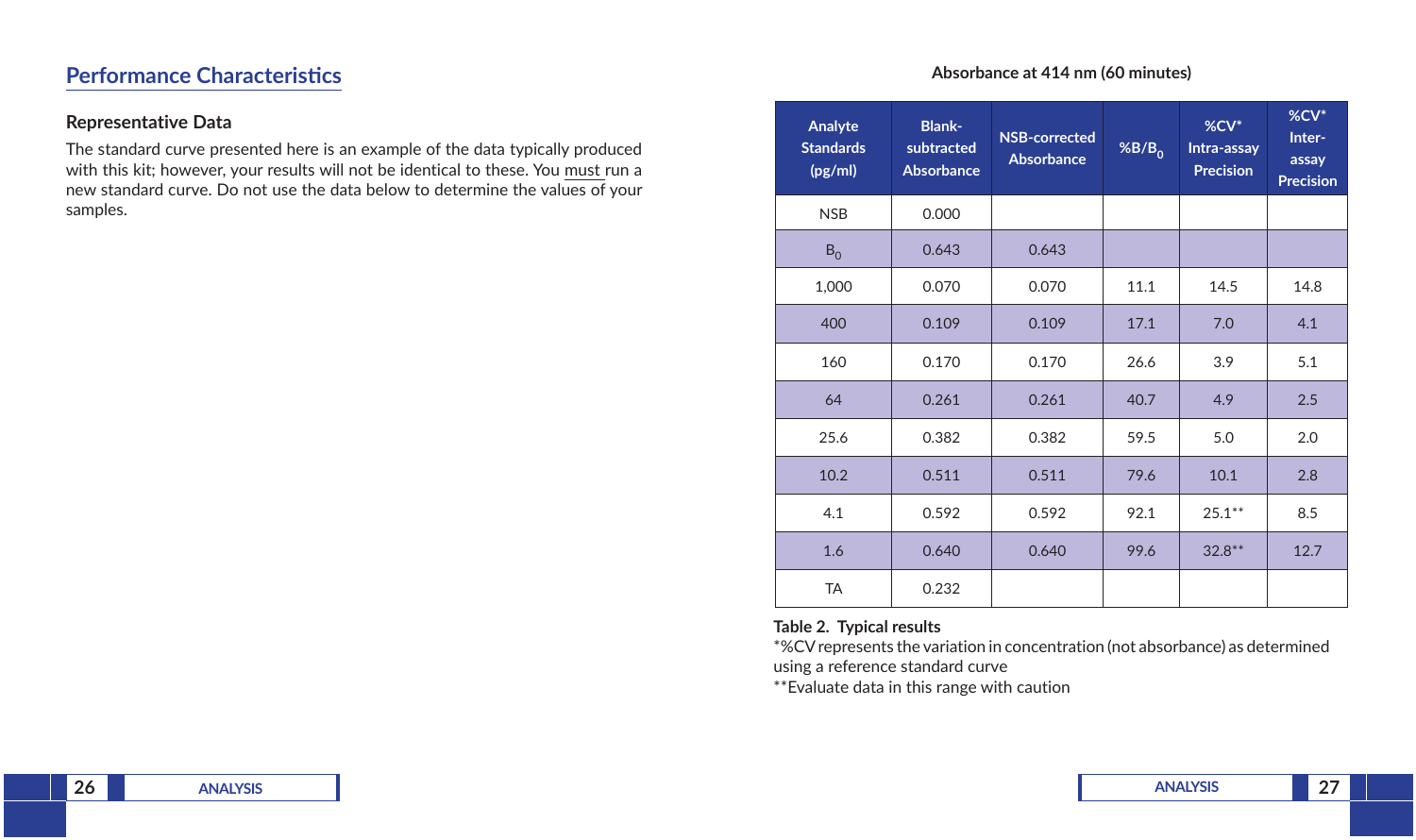## Performance Characteristics

### Representative Data

The standard curve presented here is an example of the data typically produced with this kit; however, your results will not be identical to these. You must run a new standard curve. Do not use the data below to determine the values of your samples.

**Absorbance at 414 nm (60 minutes)**

| Analyte Standards (pg/ml) | Blank-subtracted Absorbance | NSB-corrected Absorbance | $\%B/B_0$ | %CV* Intra-assay Precision | %CV* Inter-assay Precision |
|---|---|---|---|---|---|
| NSB | 0.000 | | | | |
| $B_0$ | 0.643 | 0.643 | | | |
| 1,000 | 0.070 | 0.070 | 11.1 | 14.5 | 14.8 |
| 400 | 0.109 | 0.109 | 17.1 | 7.0 | 4.1 |
| 160 | 0.170 | 0.170 | 26.6 | 3.9 | 5.1 |
| 64 | 0.261 | 0.261 | 40.7 | 4.9 | 2.5 |
| 25.6 | 0.382 | 0.382 | 59.5 | 5.0 | 2.0 |
| 10.2 | 0.511 | 0.511 | 79.6 | 10.1 | 2.8 |
| 4.1 | 0.592 | 0.592 | 92.1 | 25.1** | 8.5 |
| 1.6 | 0.640 | 0.640 | 99.6 | 32.8** | 12.7 |
| TA | 0.232 | | | | |

**Table 2. Typical results**

*%CV represents the variation in concentration (not absorbance) as determined using a reference standard curve

**Evaluate data in this range with caution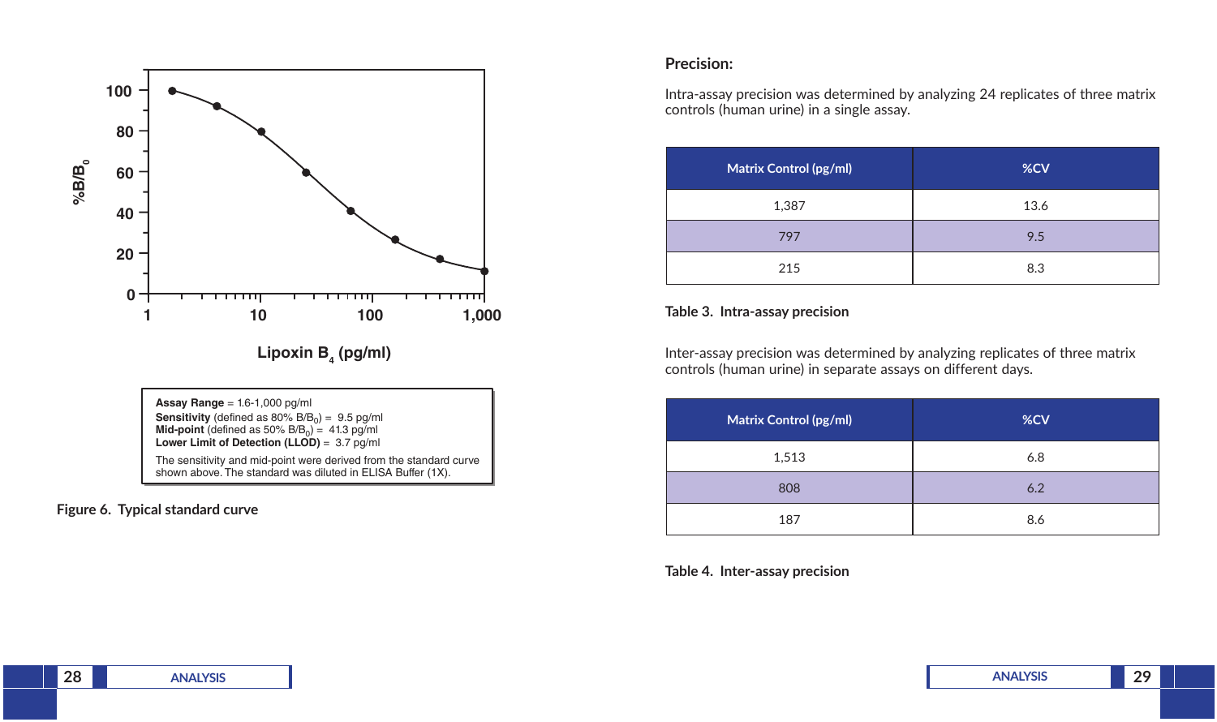Assay Range = 1.6-1,000 pg/ml
**Sensitivity** (defined as 80% $B/B_0$) = 9.5 pg/ml
**Mid-point** (defined as 50% $B/B_0$) = 41.3 pg/ml
**Lower Limit of Detection (LLOD)** = 3.7 pg/ml

The sensitivity and mid-point were derived from the standard curve shown above. The standard was diluted in ELISA Buffer (1X).

**Figure 6. Typical standard curve**

## Precision:

Intra-assay precision was determined by analyzing 24 replicates of three matrix controls (human urine) in a single assay.

| Matrix Control (pg/ml) | %CV |
|---|---|
| 1,387 | 13.6 |
| 797 | 9.5 |
| 215 | 8.3 |

**Table 3. Intra-assay precision**

Inter-assay precision was determined by analyzing replicates of three matrix controls (human urine) in separate assays on different days.

| Matrix Control (pg/ml) | %CV |
|---|---|
| 1,513 | 6.8 |
| 808 | 6.2 |
| 187 | 8.6 |

**Table 4. Inter-assay precision**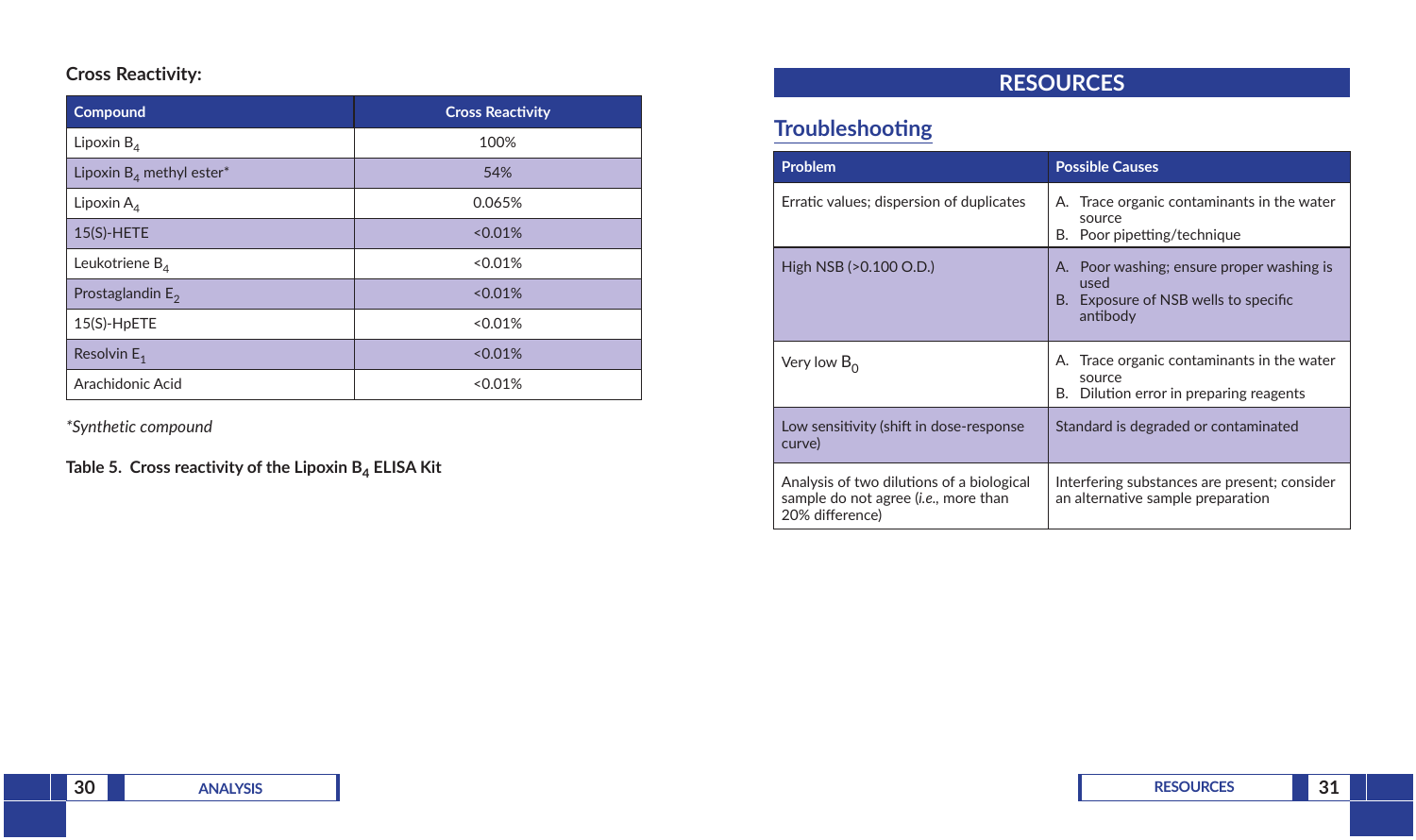**Cross Reactivity:**

| Compound | Cross Reactivity |
|---|---|
| Lipoxin $B_4$ | 100% |
| Lipoxin $B_4$ methyl ester* | 54% |
| Lipoxin $A_4$ | 0.065% |
| 15(S)-HETE | <0.01% |
| Leukotriene $B_4$ | <0.01% |
| Prostaglandin $E_2$ | <0.01% |
| 15(S)-HpETE | <0.01% |
| Resolvin $E_1$ | <0.01% |
| Arachidonic Acid | <0.01% |

*\*Synthetic compound*

**Table 5. Cross reactivity of the Lipoxin $B_4$ ELISA Kit**

# RESOURCES

## Troubleshooting

| Problem | Possible Causes |
|---|---|
| Erratic values; dispersion of duplicates | A. Trace organic contaminants in the water source<br>B. Poor pipetting/technique |
| High NSB (>0.100 O.D.) | A. Poor washing; ensure proper washing is used<br>B. Exposure of NSB wells to specific antibody |
| Very low $B_0$ | A. Trace organic contaminants in the water source<br>B. Dilution error in preparing reagents |
| Low sensitivity (shift in dose-response curve) | Standard is degraded or contaminated |
| Analysis of two dilutions of a biological sample do not agree (*i.e.*, more than 20% difference) | Interfering substances are present; consider an alternative sample preparation |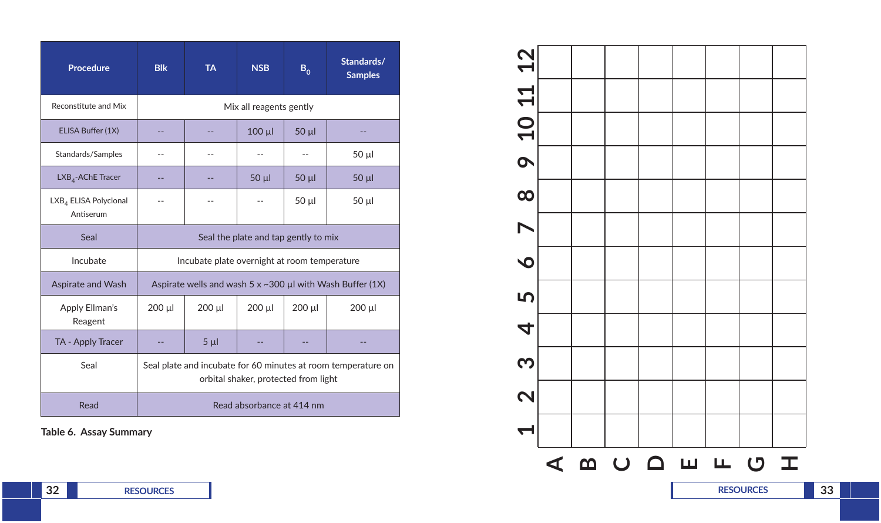| Procedure | Blk | TA | NSB | $B_0$ | Standards/ Samples |
|---|---|---|---|---|---|
| Reconstitute and Mix | Mix all reagents gently | | | | |
| ELISA Buffer (1X) | -- | -- | 100 µl | 50 µl | -- |
| Standards/Samples | -- | -- | -- | -- | 50 µl |
| $LXB_4$-AChE Tracer | -- | -- | 50 µl | 50 µl | 50 µl |
| $LXB_4$ ELISA Polyclonal Antiserum | -- | -- | -- | 50 µl | 50 µl |
| Seal | Seal the plate and tap gently to mix | | | | |
| Incubate | Incubate plate overnight at room temperature | | | | |
| Aspirate and Wash | Aspirate wells and wash 5 x ~300 µl with Wash Buffer (1X) | | | | |
| Apply Ellman's Reagent | 200 µl | 200 µl | 200 µl | 200 µl | 200 µl |
| TA - Apply Tracer | -- | 5 µl | -- | -- | -- |
| Seal | Seal plate and incubate for 60 minutes at room temperature on orbital shaker, protected from light | | | | |
| Read | Read absorbance at 414 nm | | | | |

**Table 6. Assay Summary**

| | A | B | C | D | E | F | G | H |
|---|---|---|---|---|---|---|---|---|
| 12 | | | | | | | | |
| 11 | | | | | | | | |
| 10 | | | | | | | | |
| 9 | | | | | | | | |
| 8 | | | | | | | | |
| 7 | | | | | | | | |
| 6 | | | | | | | | |
| 5 | | | | | | | | |
| 4 | | | | | | | | |
| 3 | | | | | | | | |
| 2 | | | | | | | | |
| 1 | | | | | | | | |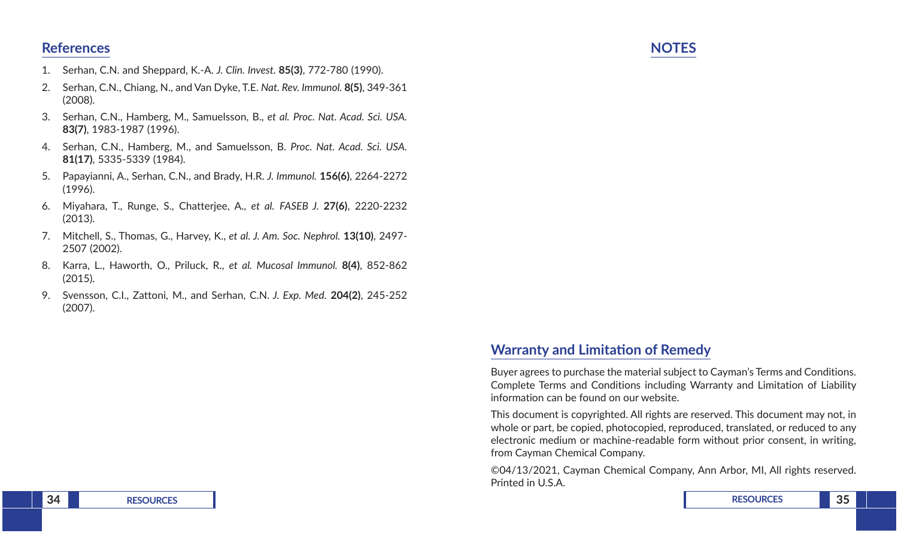## References

1. Serhan, C.N. and Sheppard, K.-A. *J. Clin. Invest.* **85(3)**, 772-780 (1990).
2. Serhan, C.N., Chiang, N., and Van Dyke, T.E. *Nat. Rev. Immunol.* **8(5)**, 349-361 (2008).
3. Serhan, C.N., Hamberg, M., Samuelsson, B., *et al. Proc. Nat. Acad. Sci. USA.* **83(7)**, 1983-1987 (1996).
4. Serhan, C.N., Hamberg, M., and Samuelsson, B. *Proc. Nat. Acad. Sci. USA.* **81(17)**, 5335-5339 (1984).
5. Papayianni, A., Serhan, C.N., and Brady, H.R. *J. Immunol.* **156(6)**, 2264-2272 (1996).
6. Miyahara, T., Runge, S., Chatterjee, A., *et al. FASEB J.* **27(6)**, 2220-2232 (2013).
7. Mitchell, S., Thomas, G., Harvey, K., *et al. J. Am. Soc. Nephrol.* **13(10)**, 2497-2507 (2002).
8. Karra, L., Haworth, O., Priluck, R., *et al. Mucosal Immunol.* **8(4)**, 852-862 (2015).
9. Svensson, C.I., Zattoni, M., and Serhan, C.N. *J. Exp. Med.* **204(2)**, 245-252 (2007).

## NOTES

## Warranty and Limitation of Remedy

Buyer agrees to purchase the material subject to Cayman's Terms and Conditions. Complete Terms and Conditions including Warranty and Limitation of Liability information can be found on our website.

This document is copyrighted. All rights are reserved. This document may not, in whole or part, be copied, photocopied, reproduced, translated, or reduced to any electronic medium or machine-readable form without prior consent, in writing, from Cayman Chemical Company.

©04/13/2021, Cayman Chemical Company, Ann Arbor, MI, All rights reserved. Printed in U.S.A.